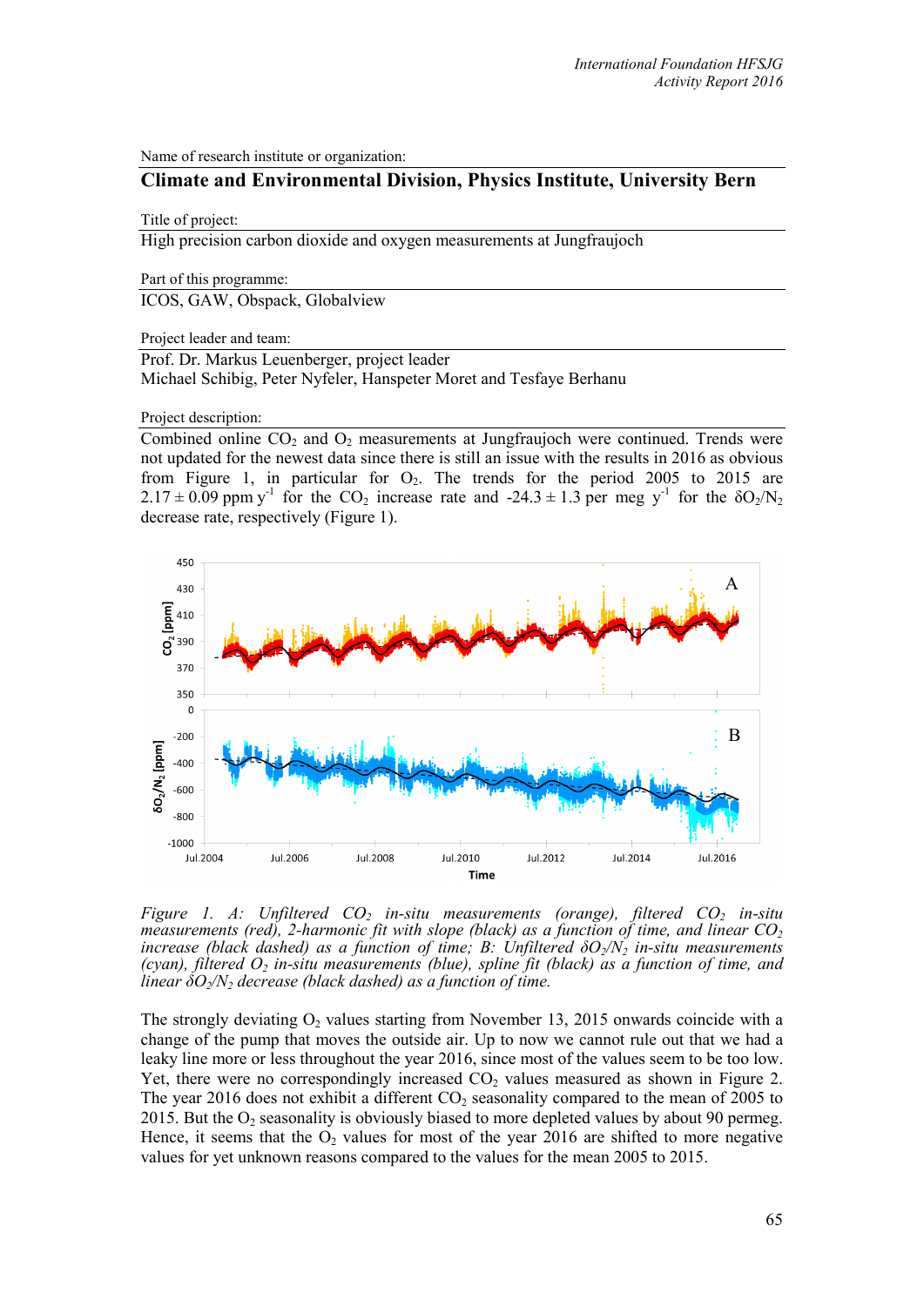Name of research institute or organization:

## Climate and Environmental Division, Physics Institute, University Bern

Title of project:

High precision carbon dioxide and oxygen measurements at Jungfraujoch

Part of this programme:

ICOS, GAW, Obspack, Globalview

Project leader and team:

Prof. Dr. Markus Leuenberger, project leader
Michael Schibig, Peter Nyfeler, Hanspeter Moret and Tesfaye Berhanu

Project description:

Combined online $CO_2$ and $O_2$ measurements at Jungfraujoch were continued. Trends were not updated for the newest data since there is still an issue with the results in 2016 as obvious from Figure 1, in particular for $O_2$. The trends for the period 2005 to 2015 are $2.17 \pm 0.09$ ppm $y^{-1}$ for the $CO_2$ increase rate and $-24.3 \pm 1.3$ per meg $y^{-1}$ for the $\delta O_2/N_2$ decrease rate, respectively (Figure 1).

*Figure 1. A: Unfiltered $CO_2$ in-situ measurements (orange), filtered $CO_2$ in-situ measurements (red), 2-harmonic fit with slope (black) as a function of time, and linear $CO_2$ increase (black dashed) as a function of time; B: Unfiltered $\delta O_2/N_2$ in-situ measurements (cyan), filtered $O_2$ in-situ measurements (blue), spline fit (black) as a function of time, and linear $\delta O_2/N_2$ decrease (black dashed) as a function of time.*

The strongly deviating $O_2$ values starting from November 13, 2015 onwards coincide with a change of the pump that moves the outside air. Up to now we cannot rule out that we had a leaky line more or less throughout the year 2016, since most of the values seem to be too low. Yet, there were no correspondingly increased $CO_2$ values measured as shown in Figure 2. The year 2016 does not exhibit a different $CO_2$ seasonality compared to the mean of 2005 to 2015. But the $O_2$ seasonality is obviously biased to more depleted values by about 90 permeg. Hence, it seems that the $O_2$ values for most of the year 2016 are shifted to more negative values for yet unknown reasons compared to the values for the mean 2005 to 2015.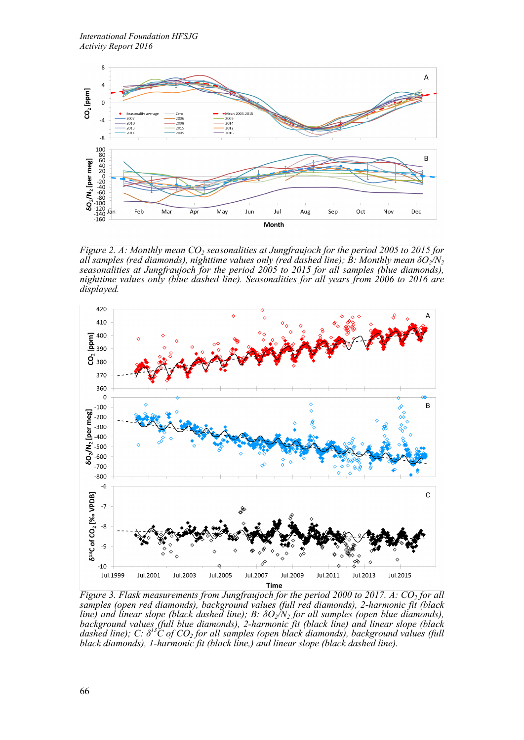*Figure 2. A: Monthly mean $CO_2$ seasonalities at Jungfraujoch for the period 2005 to 2015 for all samples (red diamonds), nighttime values only (red dashed line); B: Monthly mean $\delta O_2/N_2$ seasonalities at Jungfraujoch for the period 2005 to 2015 for all samples (blue diamonds), nighttime values only (blue dashed line). Seasonalities for all years from 2006 to 2016 are displayed.*

*Figure 3. Flask measurements from Jungfraujoch for the period 2000 to 2017. A: $CO_2$ for all samples (open red diamonds), background values (full red diamonds), 2-harmonic fit (black line) and linear slope (black dashed line); B: $\delta O_2/N_2$ for all samples (open blue diamonds), background values (full blue diamonds), 2-harmonic fit (black line) and linear slope (black dashed line); C: $\delta^{13}C$ of $CO_2$ for all samples (open black diamonds), background values (full black diamonds), 1-harmonic fit (black line,) and linear slope (black dashed line).*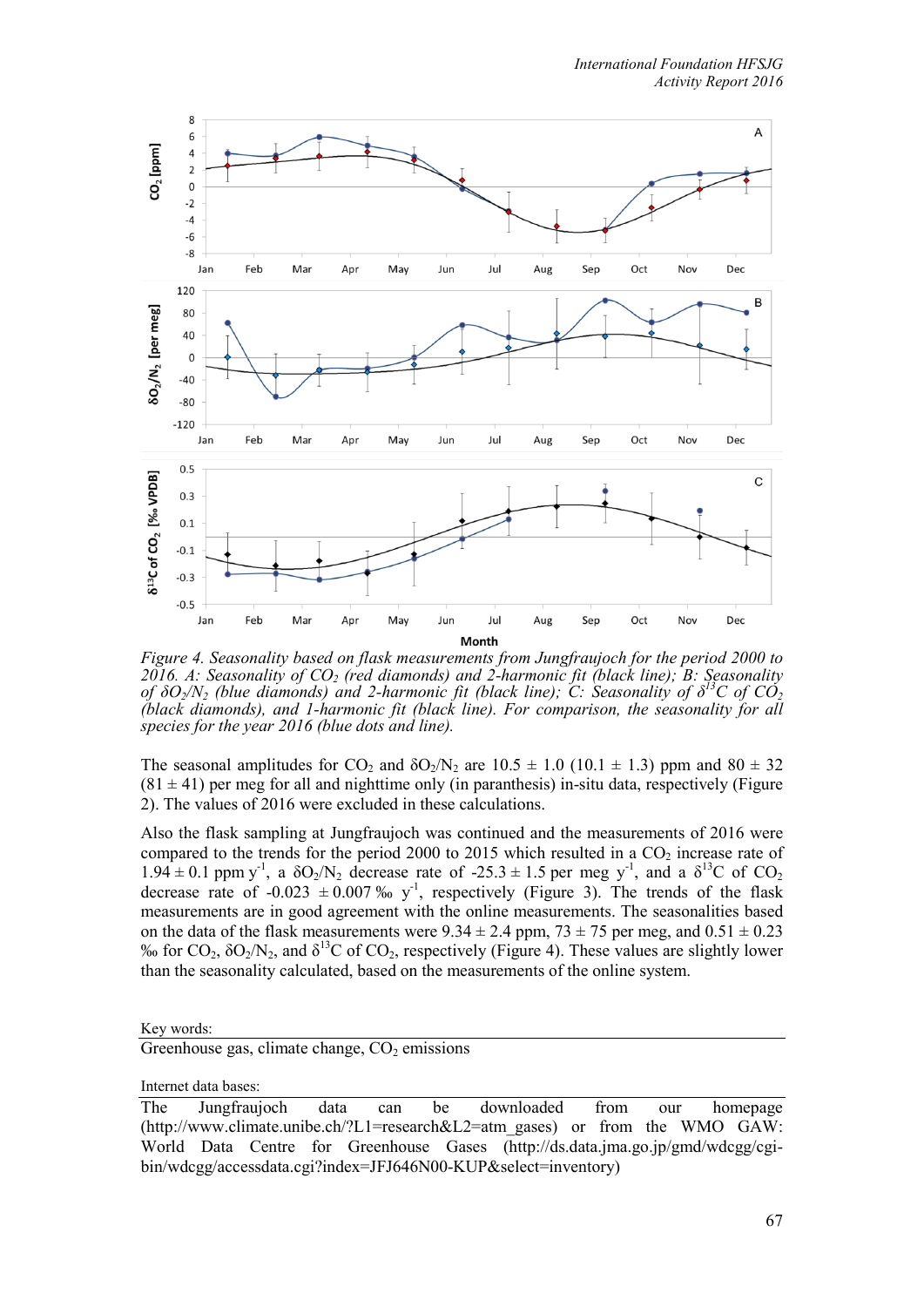*Figure 4. Seasonality based on flask measurements from Jungfraujoch for the period 2000 to 2016. A: Seasonality of $CO_2$ (red diamonds) and 2-harmonic fit (black line); B: Seasonality of $\delta O_2/N_2$ (blue diamonds) and 2-harmonic fit (black line); C: Seasonality of $\delta^{13}C$ of $CO_2$ (black diamonds), and 1-harmonic fit (black line). For comparison, the seasonality for all species for the year 2016 (blue dots and line).*

The seasonal amplitudes for $CO_2$ and $\delta O_2/N_2$ are $10.5 \pm 1.0$ ($10.1 \pm 1.3$) ppm and $80 \pm 32$ ($81 \pm 41$) per meg for all and nighttime only (in parantheses) in-situ data, respectively (Figure 2). The values of 2016 were excluded in these calculations.

Also the flask sampling at Jungfraujoch was continued and the measurements of 2016 were compared to the trends for the period 2000 to 2015 which resulted in a $CO_2$ increase rate of $1.94 \pm 0.1$ ppm $y^{-1}$, a $\delta O_2/N_2$ decrease rate of $-25.3 \pm 1.5$ per meg $y^{-1}$, and a $\delta^{13}C$ of $CO_2$ decrease rate of $-0.023 \pm 0.007$ ‰ $y^{-1}$, respectively (Figure 3). The trends of the flask measurements are in good agreement with the online measurements. The seasonalities based on the data of the flask measurements were $9.34 \pm 2.4$ ppm, $73 \pm 75$ per meg, and $0.51 \pm 0.23$ ‰ for $CO_2$, $\delta O_2/N_2$, and $\delta^{13}C$ of $CO_2$, respectively (Figure 4). These values are slightly lower than the seasonality calculated, based on the measurements of the online system.

Key words:

Greenhouse gas, climate change, $CO_2$ emissions

Internet data bases:

The Jungfraujoch data can be downloaded from our homepage (http://www.climate.unibe.ch/?L1=research&L2=atm_gases) or from the WMO GAW: World Data Centre for Greenhouse Gases (http://ds.data.jma.go.jp/gmd/wdcgg/cgi-bin/wdcgg/accessdata.cgi?index=JFJ646N00-KUP&select=inventory)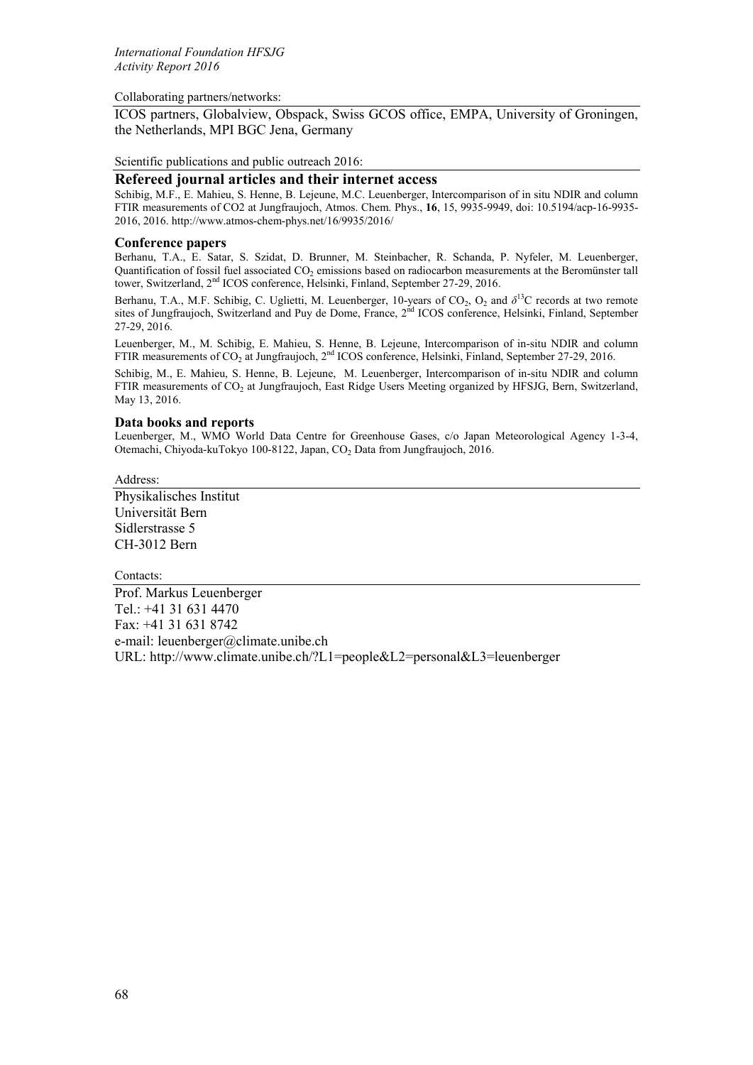Collaborating partners/networks:

ICOS partners, Globalview, Obspack, Swiss GCOS office, EMPA, University of Groningen, the Netherlands, MPI BGC Jena, Germany

Scientific publications and public outreach 2016:

## Refereed journal articles and their internet access

Schibig, M.F., E. Mahieu, S. Henne, B. Lejeune, M.C. Leuenberger, Intercomparison of in situ NDIR and column FTIR measurements of CO2 at Jungfraujoch, Atmos. Chem. Phys., **16**, 15, 9935-9949, doi: 10.5194/acp-16-9935-2016, 2016. http://www.atmos-chem-phys.net/16/9935/2016/

## Conference papers

Berhanu, T.A., E. Satar, S. Szidat, D. Brunner, M. Steinbacher, R. Schanda, P. Nyfeler, M. Leuenberger, Quantification of fossil fuel associated $CO_2$ emissions based on radiocarbon measurements at the Beromünster tall tower, Switzerland, 2nd ICOS conference, Helsinki, Finland, September 27-29, 2016.

Berhanu, T.A., M.F. Schibig, C. Uglietti, M. Leuenberger, 10-years of $CO_2$, $O_2$ and $\delta^{13}C$ records at two remote sites of Jungfraujoch, Switzerland and Puy de Dome, France, 2nd ICOS conference, Helsinki, Finland, September 27-29, 2016.

Leuenberger, M., M. Schibig, E. Mahieu, S. Henne, B. Lejeune, Intercomparison of in-situ NDIR and column FTIR measurements of $CO_2$ at Jungfraujoch, 2nd ICOS conference, Helsinki, Finland, September 27-29, 2016.

Schibig, M., E. Mahieu, S. Henne, B. Lejeune, M. Leuenberger, Intercomparison of in-situ NDIR and column FTIR measurements of $CO_2$ at Jungfraujoch, East Ridge Users Meeting organized by HFSJG, Bern, Switzerland, May 13, 2016.

## Data books and reports

Leuenberger, M., WMO World Data Centre for Greenhouse Gases, c/o Japan Meteorological Agency 1-3-4, Otemachi, Chiyoda-kuTokyo 100-8122, Japan, $CO_2$ Data from Jungfraujoch, 2016.

Address:

Physikalisches Institut
Universität Bern
Sidlerstrasse 5
CH-3012 Bern

Contacts:

Prof. Markus Leuenberger
Tel.: +41 31 631 4470
Fax: +41 31 631 8742
e-mail: leuenberger@climate.unibe.ch
URL: http://www.climate.unibe.ch/?L1=people&L2=personal&L3=leuenberger